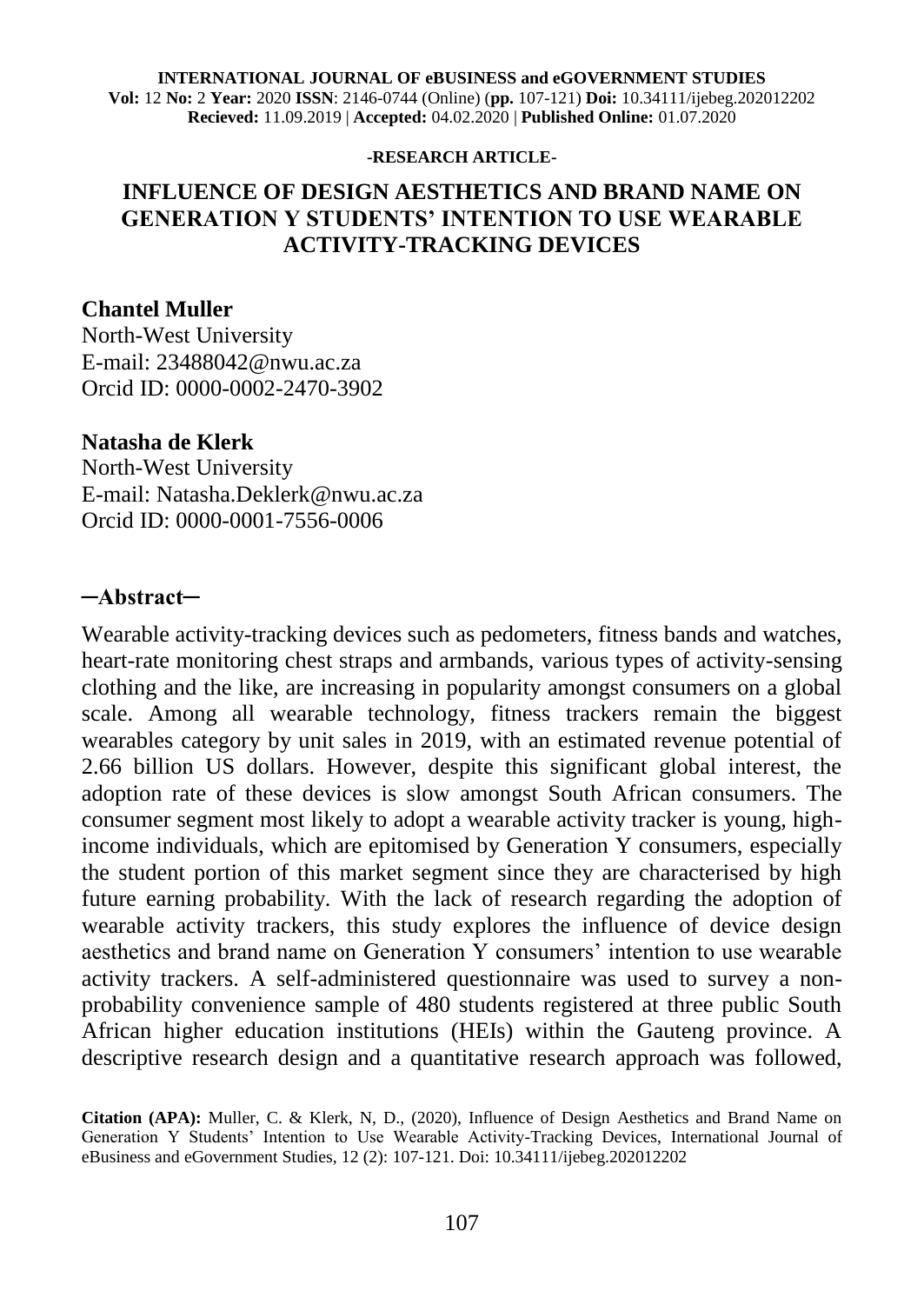**INTERNATIONAL JOURNAL OF eBUSINESS and eGOVERNMENT STUDIES**
**Vol:** 12 **No:** 2 **Year:** 2020 **ISSN**: 2146-0744 (Online) (**pp.** 107-121) **Doi:** 10.34111/ijebeg.202012202
**Recieved:** 11.09.2019 | **Accepted:** 04.02.2020 | **Published Online:** 01.07.2020

**-RESEARCH ARTICLE-**

# INFLUENCE OF DESIGN AESTHETICS AND BRAND NAME ON GENERATION Y STUDENTS' INTENTION TO USE WEARABLE ACTIVITY-TRACKING DEVICES

**Chantel Muller**
North-West University
E-mail: 23488042@nwu.ac.za
Orcid ID: 0000-0002-2470-3902

**Natasha de Klerk**
North-West University
E-mail: Natasha.Deklerk@nwu.ac.za
Orcid ID: 0000-0001-7556-0006

## ─Abstract─

Wearable activity-tracking devices such as pedometers, fitness bands and watches, heart-rate monitoring chest straps and armbands, various types of activity-sensing clothing and the like, are increasing in popularity amongst consumers on a global scale. Among all wearable technology, fitness trackers remain the biggest wearables category by unit sales in 2019, with an estimated revenue potential of 2.66 billion US dollars. However, despite this significant global interest, the adoption rate of these devices is slow amongst South African consumers. The consumer segment most likely to adopt a wearable activity tracker is young, high-income individuals, which are epitomised by Generation Y consumers, especially the student portion of this market segment since they are characterised by high future earning probability. With the lack of research regarding the adoption of wearable activity trackers, this study explores the influence of device design aesthetics and brand name on Generation Y consumers' intention to use wearable activity trackers. A self-administered questionnaire was used to survey a non-probability convenience sample of 480 students registered at three public South African higher education institutions (HEIs) within the Gauteng province. A descriptive research design and a quantitative research approach was followed,

**Citation (APA):** Muller, C. & Klerk, N, D., (2020), Influence of Design Aesthetics and Brand Name on Generation Y Students' Intention to Use Wearable Activity-Tracking Devices, International Journal of eBusiness and eGovernment Studies, 12 (2): 107-121. Doi: 10.34111/ijebeg.202012202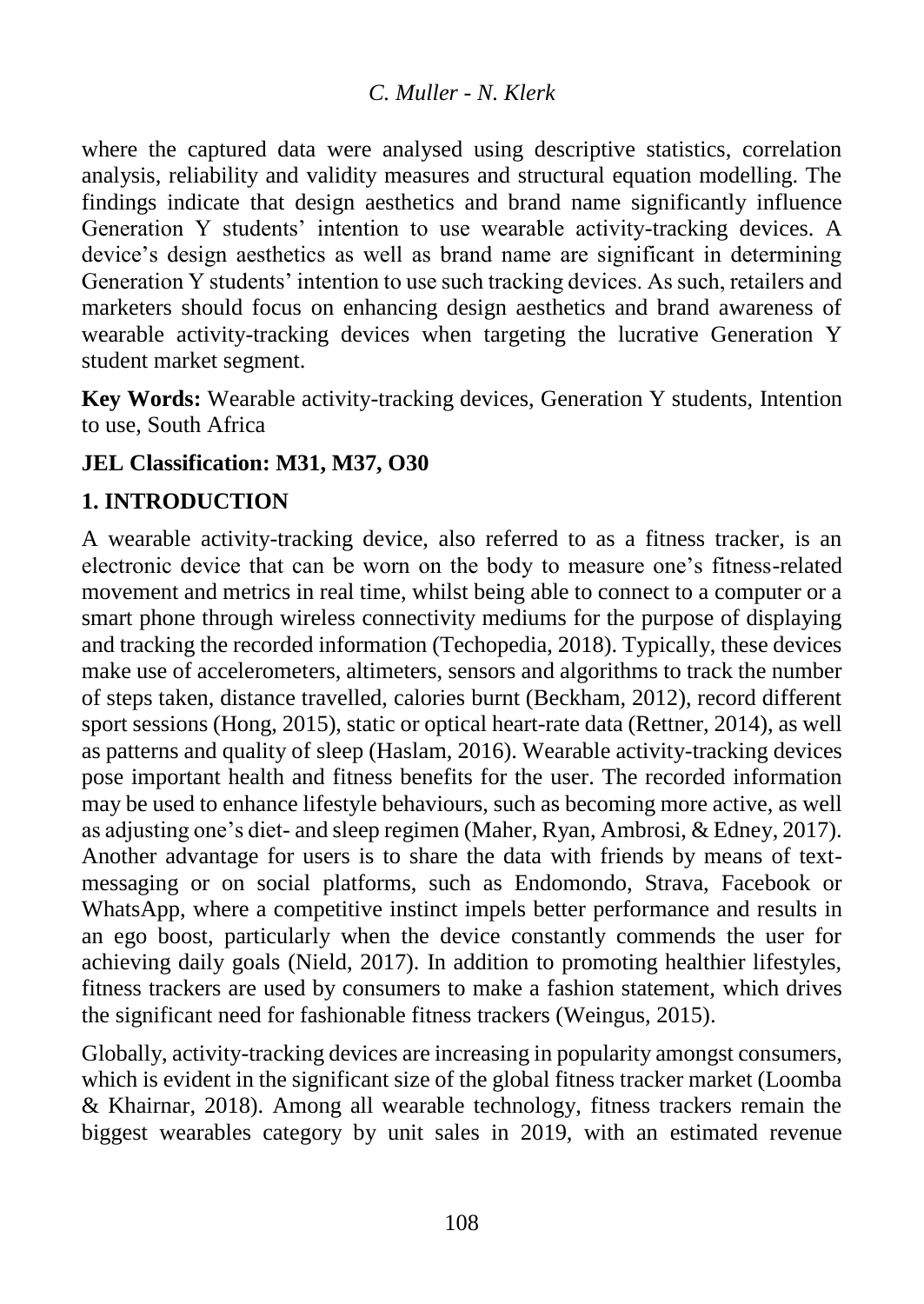where the captured data were analysed using descriptive statistics, correlation analysis, reliability and validity measures and structural equation modelling. The findings indicate that design aesthetics and brand name significantly influence Generation Y students' intention to use wearable activity-tracking devices. A device's design aesthetics as well as brand name are significant in determining Generation Y students' intention to use such tracking devices. As such, retailers and marketers should focus on enhancing design aesthetics and brand awareness of wearable activity-tracking devices when targeting the lucrative Generation Y student market segment.

**Key Words:** Wearable activity-tracking devices, Generation Y students, Intention to use, South Africa

**JEL Classification: M31, M37, O30**

## 1. INTRODUCTION

A wearable activity-tracking device, also referred to as a fitness tracker, is an electronic device that can be worn on the body to measure one's fitness-related movement and metrics in real time, whilst being able to connect to a computer or a smart phone through wireless connectivity mediums for the purpose of displaying and tracking the recorded information (Techopedia, 2018). Typically, these devices make use of accelerometers, altimeters, sensors and algorithms to track the number of steps taken, distance travelled, calories burnt (Beckham, 2012), record different sport sessions (Hong, 2015), static or optical heart-rate data (Rettner, 2014), as well as patterns and quality of sleep (Haslam, 2016). Wearable activity-tracking devices pose important health and fitness benefits for the user. The recorded information may be used to enhance lifestyle behaviours, such as becoming more active, as well as adjusting one's diet- and sleep regimen (Maher, Ryan, Ambrosi, & Edney, 2017). Another advantage for users is to share the data with friends by means of text-messaging or on social platforms, such as Endomondo, Strava, Facebook or WhatsApp, where a competitive instinct impels better performance and results in an ego boost, particularly when the device constantly commends the user for achieving daily goals (Nield, 2017). In addition to promoting healthier lifestyles, fitness trackers are used by consumers to make a fashion statement, which drives the significant need for fashionable fitness trackers (Weingus, 2015).

Globally, activity-tracking devices are increasing in popularity amongst consumers, which is evident in the significant size of the global fitness tracker market (Loomba & Khairnar, 2018). Among all wearable technology, fitness trackers remain the biggest wearables category by unit sales in 2019, with an estimated revenue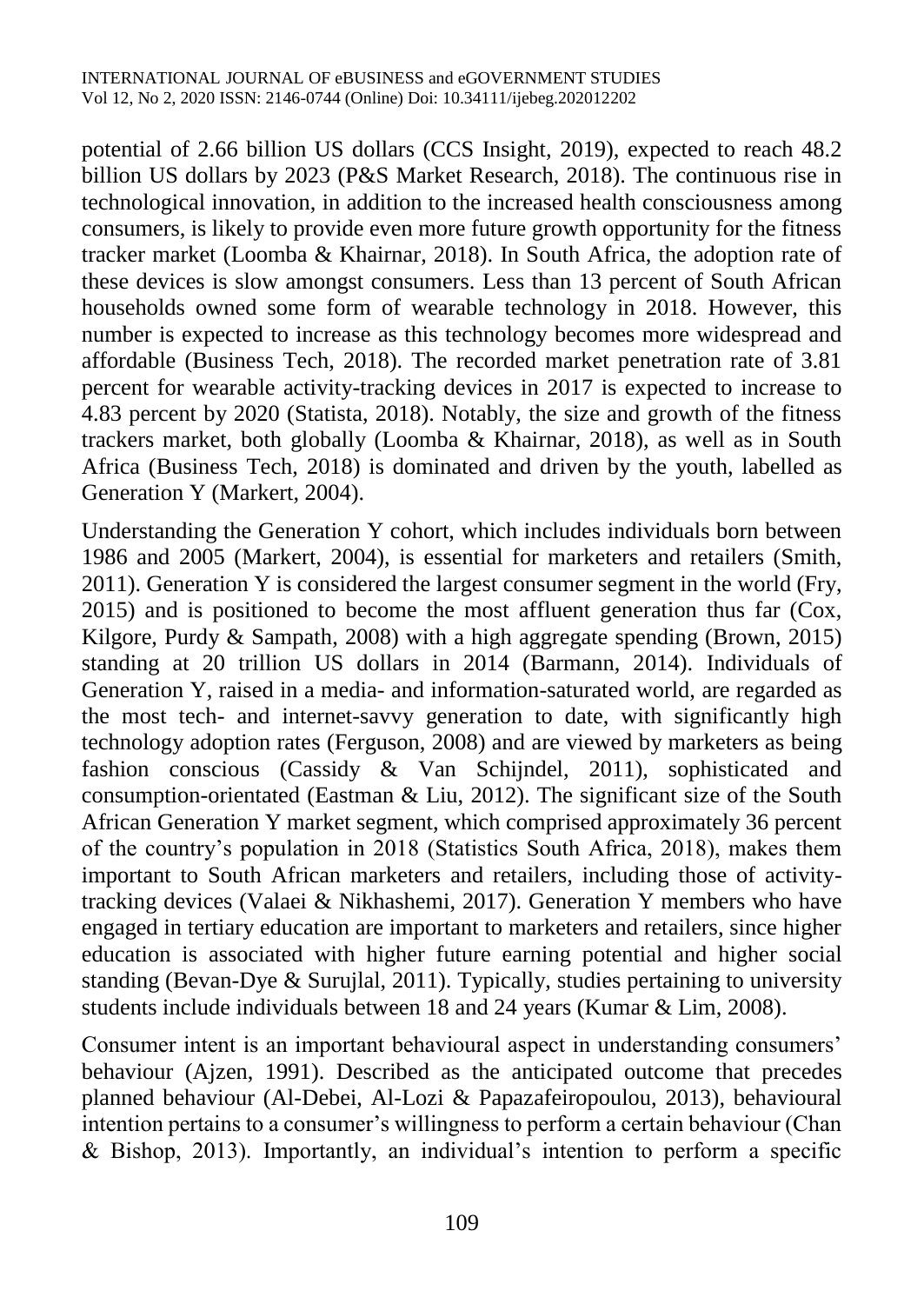potential of 2.66 billion US dollars (CCS Insight, 2019), expected to reach 48.2 billion US dollars by 2023 (P&S Market Research, 2018). The continuous rise in technological innovation, in addition to the increased health consciousness among consumers, is likely to provide even more future growth opportunity for the fitness tracker market (Loomba & Khairnar, 2018). In South Africa, the adoption rate of these devices is slow amongst consumers. Less than 13 percent of South African households owned some form of wearable technology in 2018. However, this number is expected to increase as this technology becomes more widespread and affordable (Business Tech, 2018). The recorded market penetration rate of 3.81 percent for wearable activity-tracking devices in 2017 is expected to increase to 4.83 percent by 2020 (Statista, 2018). Notably, the size and growth of the fitness trackers market, both globally (Loomba & Khairnar, 2018), as well as in South Africa (Business Tech, 2018) is dominated and driven by the youth, labelled as Generation Y (Markert, 2004).

Understanding the Generation Y cohort, which includes individuals born between 1986 and 2005 (Markert, 2004), is essential for marketers and retailers (Smith, 2011). Generation Y is considered the largest consumer segment in the world (Fry, 2015) and is positioned to become the most affluent generation thus far (Cox, Kilgore, Purdy & Sampath, 2008) with a high aggregate spending (Brown, 2015) standing at 20 trillion US dollars in 2014 (Barmann, 2014). Individuals of Generation Y, raised in a media- and information-saturated world, are regarded as the most tech- and internet-savvy generation to date, with significantly high technology adoption rates (Ferguson, 2008) and are viewed by marketers as being fashion conscious (Cassidy & Van Schijndel, 2011), sophisticated and consumption-orientated (Eastman & Liu, 2012). The significant size of the South African Generation Y market segment, which comprised approximately 36 percent of the country's population in 2018 (Statistics South Africa, 2018), makes them important to South African marketers and retailers, including those of activity-tracking devices (Valaei & Nikhashemi, 2017). Generation Y members who have engaged in tertiary education are important to marketers and retailers, since higher education is associated with higher future earning potential and higher social standing (Bevan-Dye & Surujlal, 2011). Typically, studies pertaining to university students include individuals between 18 and 24 years (Kumar & Lim, 2008).

Consumer intent is an important behavioural aspect in understanding consumers' behaviour (Ajzen, 1991). Described as the anticipated outcome that precedes planned behaviour (Al-Debei, Al-Lozi & Papazafeiropoulou, 2013), behavioural intention pertains to a consumer's willingness to perform a certain behaviour (Chan & Bishop, 2013). Importantly, an individual's intention to perform a specific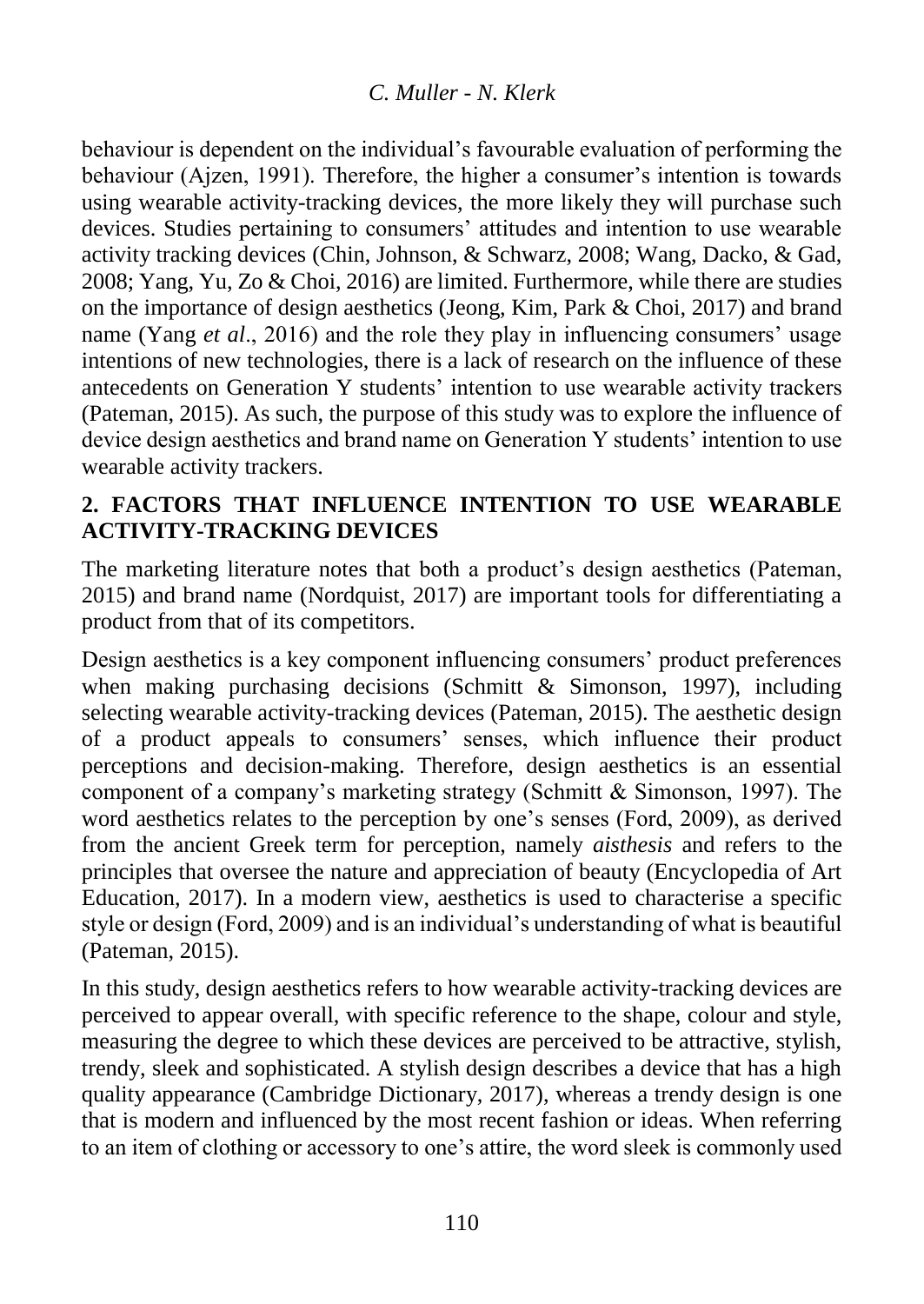behaviour is dependent on the individual's favourable evaluation of performing the behaviour (Ajzen, 1991). Therefore, the higher a consumer's intention is towards using wearable activity-tracking devices, the more likely they will purchase such devices. Studies pertaining to consumers' attitudes and intention to use wearable activity tracking devices (Chin, Johnson, & Schwarz, 2008; Wang, Dacko, & Gad, 2008; Yang, Yu, Zo & Choi, 2016) are limited. Furthermore, while there are studies on the importance of design aesthetics (Jeong, Kim, Park & Choi, 2017) and brand name (Yang *et al*., 2016) and the role they play in influencing consumers' usage intentions of new technologies, there is a lack of research on the influence of these antecedents on Generation Y students' intention to use wearable activity trackers (Pateman, 2015). As such, the purpose of this study was to explore the influence of device design aesthetics and brand name on Generation Y students' intention to use wearable activity trackers.

## 2. FACTORS THAT INFLUENCE INTENTION TO USE WEARABLE ACTIVITY-TRACKING DEVICES

The marketing literature notes that both a product's design aesthetics (Pateman, 2015) and brand name (Nordquist, 2017) are important tools for differentiating a product from that of its competitors.

Design aesthetics is a key component influencing consumers' product preferences when making purchasing decisions (Schmitt & Simonson, 1997), including selecting wearable activity-tracking devices (Pateman, 2015). The aesthetic design of a product appeals to consumers' senses, which influence their product perceptions and decision-making. Therefore, design aesthetics is an essential component of a company's marketing strategy (Schmitt & Simonson, 1997). The word aesthetics relates to the perception by one's senses (Ford, 2009), as derived from the ancient Greek term for perception, namely *aisthesis* and refers to the principles that oversee the nature and appreciation of beauty (Encyclopedia of Art Education, 2017). In a modern view, aesthetics is used to characterise a specific style or design (Ford, 2009) and is an individual's understanding of what is beautiful (Pateman, 2015).

In this study, design aesthetics refers to how wearable activity-tracking devices are perceived to appear overall, with specific reference to the shape, colour and style, measuring the degree to which these devices are perceived to be attractive, stylish, trendy, sleek and sophisticated. A stylish design describes a device that has a high quality appearance (Cambridge Dictionary, 2017), whereas a trendy design is one that is modern and influenced by the most recent fashion or ideas. When referring to an item of clothing or accessory to one's attire, the word sleek is commonly used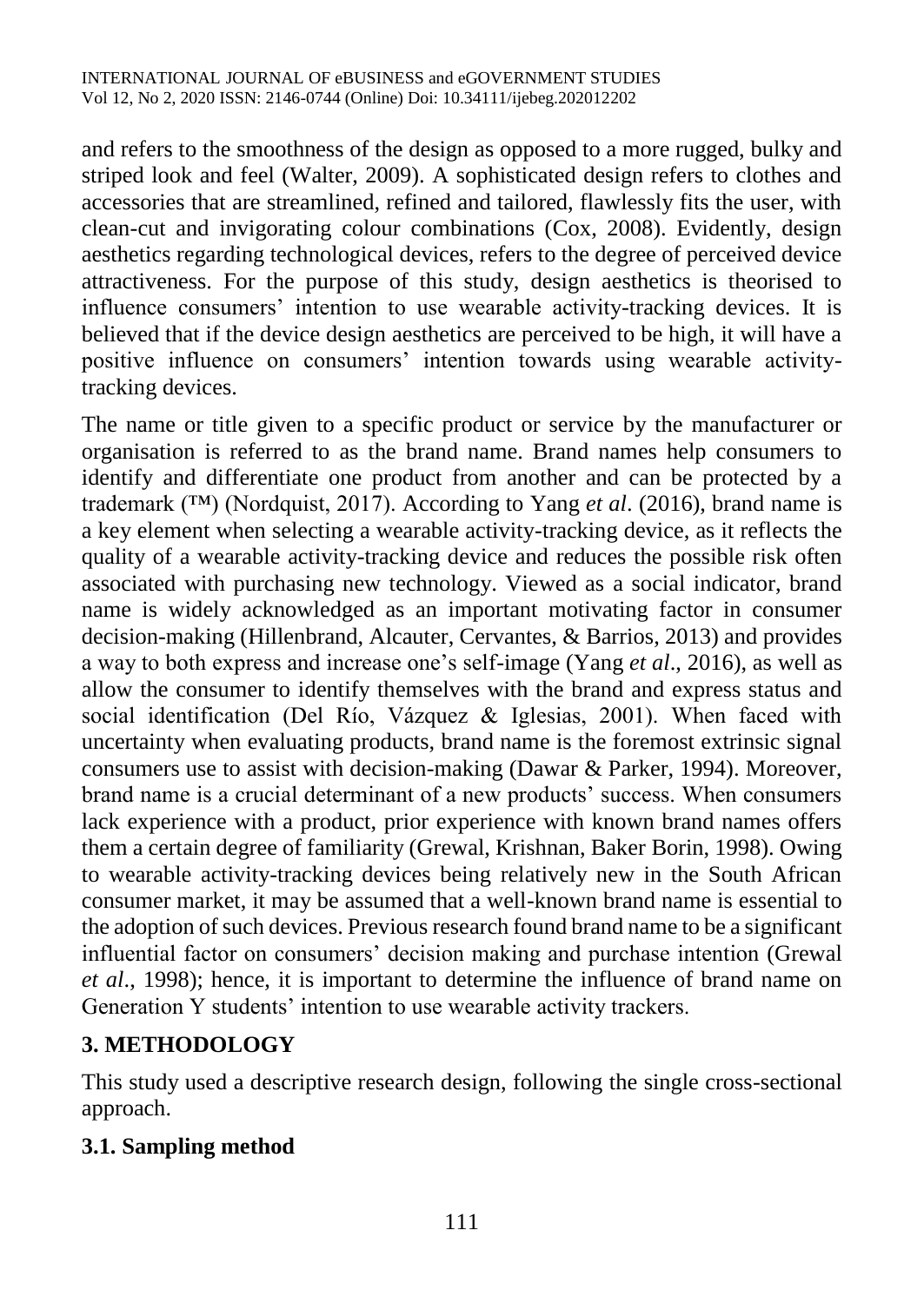and refers to the smoothness of the design as opposed to a more rugged, bulky and striped look and feel (Walter, 2009). A sophisticated design refers to clothes and accessories that are streamlined, refined and tailored, flawlessly fits the user, with clean-cut and invigorating colour combinations (Cox, 2008). Evidently, design aesthetics regarding technological devices, refers to the degree of perceived device attractiveness. For the purpose of this study, design aesthetics is theorised to influence consumers' intention to use wearable activity-tracking devices. It is believed that if the device design aesthetics are perceived to be high, it will have a positive influence on consumers' intention towards using wearable activity-tracking devices.

The name or title given to a specific product or service by the manufacturer or organisation is referred to as the brand name. Brand names help consumers to identify and differentiate one product from another and can be protected by a trademark (™) (Nordquist, 2017). According to Yang *et al*. (2016), brand name is a key element when selecting a wearable activity-tracking device, as it reflects the quality of a wearable activity-tracking device and reduces the possible risk often associated with purchasing new technology. Viewed as a social indicator, brand name is widely acknowledged as an important motivating factor in consumer decision-making (Hillenbrand, Alcauter, Cervantes, & Barrios, 2013) and provides a way to both express and increase one's self-image (Yang *et al*., 2016), as well as allow the consumer to identify themselves with the brand and express status and social identification (Del Río, Vázquez & Iglesias, 2001). When faced with uncertainty when evaluating products, brand name is the foremost extrinsic signal consumers use to assist with decision-making (Dawar & Parker, 1994). Moreover, brand name is a crucial determinant of a new products' success. When consumers lack experience with a product, prior experience with known brand names offers them a certain degree of familiarity (Grewal, Krishnan, Baker Borin, 1998). Owing to wearable activity-tracking devices being relatively new in the South African consumer market, it may be assumed that a well-known brand name is essential to the adoption of such devices. Previous research found brand name to be a significant influential factor on consumers' decision making and purchase intention (Grewal *et al*., 1998); hence, it is important to determine the influence of brand name on Generation Y students' intention to use wearable activity trackers.

## 3. METHODOLOGY

This study used a descriptive research design, following the single cross-sectional approach.

### 3.1. Sampling method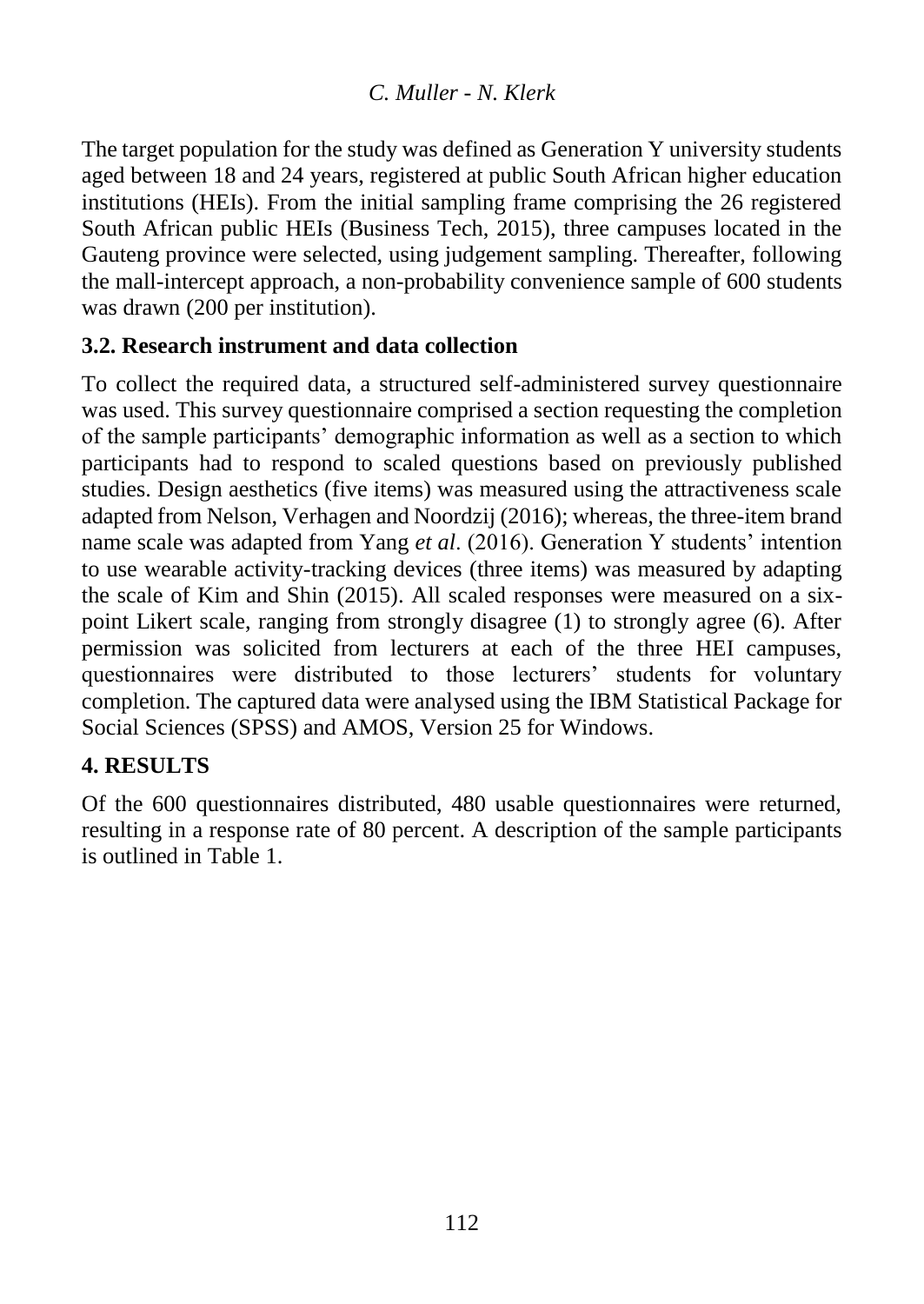The target population for the study was defined as Generation Y university students aged between 18 and 24 years, registered at public South African higher education institutions (HEIs). From the initial sampling frame comprising the 26 registered South African public HEIs (Business Tech, 2015), three campuses located in the Gauteng province were selected, using judgement sampling. Thereafter, following the mall-intercept approach, a non-probability convenience sample of 600 students was drawn (200 per institution).

### 3.2. Research instrument and data collection

To collect the required data, a structured self-administered survey questionnaire was used. This survey questionnaire comprised a section requesting the completion of the sample participants' demographic information as well as a section to which participants had to respond to scaled questions based on previously published studies. Design aesthetics (five items) was measured using the attractiveness scale adapted from Nelson, Verhagen and Noordzij (2016); whereas, the three-item brand name scale was adapted from Yang *et al*. (2016). Generation Y students' intention to use wearable activity-tracking devices (three items) was measured by adapting the scale of Kim and Shin (2015). All scaled responses were measured on a six-point Likert scale, ranging from strongly disagree (1) to strongly agree (6). After permission was solicited from lecturers at each of the three HEI campuses, questionnaires were distributed to those lecturers' students for voluntary completion. The captured data were analysed using the IBM Statistical Package for Social Sciences (SPSS) and AMOS, Version 25 for Windows.

## 4. RESULTS

Of the 600 questionnaires distributed, 480 usable questionnaires were returned, resulting in a response rate of 80 percent. A description of the sample participants is outlined in Table 1.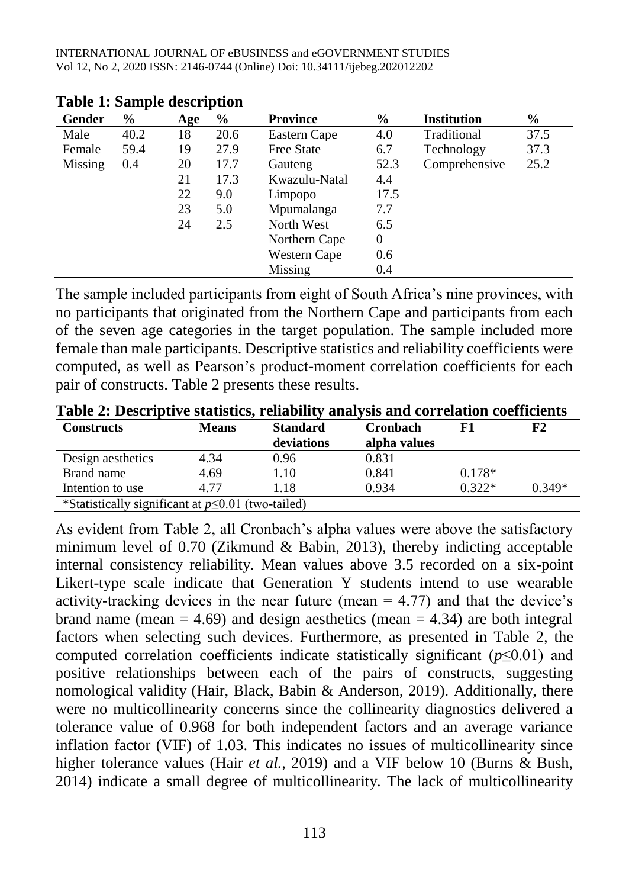**Table 1: Sample description**

| Gender | % | Age | % | Province | % | Institution | % |
|---|---|---|---|---|---|---|---|
| Male | 40.2 | 18 | 20.6 | Eastern Cape | 4.0 | Traditional | 37.5 |
| Female | 59.4 | 19 | 27.9 | Free State | 6.7 | Technology | 37.3 |
| Missing | 0.4 | 20 | 17.7 | Gauteng | 52.3 | Comprehensive | 25.2 |
| | | 21 | 17.3 | Kwazulu-Natal | 4.4 | | |
| | | 22 | 9.0 | Limpopo | 17.5 | | |
| | | 23 | 5.0 | Mpumalanga | 7.7 | | |
| | | 24 | 2.5 | North West | 6.5 | | |
| | | | | Northern Cape | 0 | | |
| | | | | Western Cape | 0.6 | | |
| | | | | Missing | 0.4 | | |

The sample included participants from eight of South Africa's nine provinces, with no participants that originated from the Northern Cape and participants from each of the seven age categories in the target population. The sample included more female than male participants. Descriptive statistics and reliability coefficients were computed, as well as Pearson's product-moment correlation coefficients for each pair of constructs. Table 2 presents these results.

**Table 2: Descriptive statistics, reliability analysis and correlation coefficients**

| Constructs | Means | Standard deviations | Cronbach alpha values | F1 | F2 |
|---|---|---|---|---|---|
| Design aesthetics | 4.34 | 0.96 | 0.831 | | |
| Brand name | 4.69 | 1.10 | 0.841 | 0.178* | |
| Intention to use | 4.77 | 1.18 | 0.934 | 0.322* | 0.349* |

*Statistically significant at $p \leq 0.01$ (two-tailed)

As evident from Table 2, all Cronbach's alpha values were above the satisfactory minimum level of 0.70 (Zikmund & Babin, 2013), thereby indicting acceptable internal consistency reliability. Mean values above 3.5 recorded on a six-point Likert-type scale indicate that Generation Y students intend to use wearable activity-tracking devices in the near future (mean = 4.77) and that the device's brand name (mean = 4.69) and design aesthetics (mean = 4.34) are both integral factors when selecting such devices. Furthermore, as presented in Table 2, the computed correlation coefficients indicate statistically significant ($p \leq 0.01$) and positive relationships between each of the pairs of constructs, suggesting nomological validity (Hair, Black, Babin & Anderson, 2019). Additionally, there were no multicollinearity concerns since the collinearity diagnostics delivered a tolerance value of 0.968 for both independent factors and an average variance inflation factor (VIF) of 1.03. This indicates no issues of multicollinearity since higher tolerance values (Hair *et al.*, 2019) and a VIF below 10 (Burns & Bush, 2014) indicate a small degree of multicollinearity. The lack of multicollinearity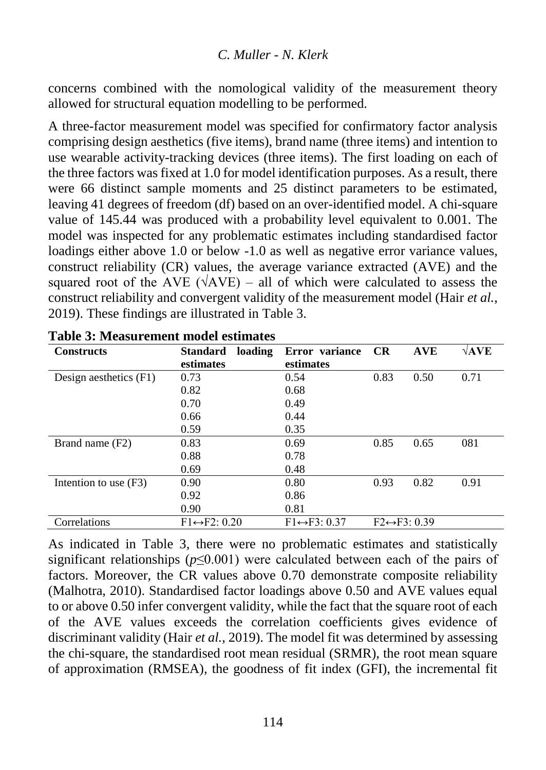concerns combined with the nomological validity of the measurement theory allowed for structural equation modelling to be performed.

A three-factor measurement model was specified for confirmatory factor analysis comprising design aesthetics (five items), brand name (three items) and intention to use wearable activity-tracking devices (three items). The first loading on each of the three factors was fixed at 1.0 for model identification purposes. As a result, there were 66 distinct sample moments and 25 distinct parameters to be estimated, leaving 41 degrees of freedom (df) based on an over-identified model. A chi-square value of 145.44 was produced with a probability level equivalent to 0.001. The model was inspected for any problematic estimates including standardised factor loadings either above 1.0 or below -1.0 as well as negative error variance values, construct reliability (CR) values, the average variance extracted (AVE) and the squared root of the AVE (√AVE) – all of which were calculated to assess the construct reliability and convergent validity of the measurement model (Hair *et al.*, 2019). These findings are illustrated in Table 3.

**Table 3: Measurement model estimates**

| Constructs | Standard loading estimates | Error variance estimates | CR | AVE | √AVE |
|---|---|---|---|---|---|
| Design aesthetics (F1) | 0.73 | 0.54 | 0.83 | 0.50 | 0.71 |
| | 0.82 | 0.68 | | | |
| | 0.70 | 0.49 | | | |
| | 0.66 | 0.44 | | | |
| | 0.59 | 0.35 | | | |
| Brand name (F2) | 0.83 | 0.69 | 0.85 | 0.65 | 081 |
| | 0.88 | 0.78 | | | |
| | 0.69 | 0.48 | | | |
| Intention to use (F3) | 0.90 | 0.80 | 0.93 | 0.82 | 0.91 |
| | 0.92 | 0.86 | | | |
| | 0.90 | 0.81 | | | |
| Correlations | F1↔F2: 0.20 | F1↔F3: 0.37 | F2↔F3: 0.39 | | |

As indicated in Table 3, there were no problematic estimates and statistically significant relationships ($p \leq 0.001$) were calculated between each of the pairs of factors. Moreover, the CR values above 0.70 demonstrate composite reliability (Malhotra, 2010). Standardised factor loadings above 0.50 and AVE values equal to or above 0.50 infer convergent validity, while the fact that the square root of each of the AVE values exceeds the correlation coefficients gives evidence of discriminant validity (Hair *et al.*, 2019). The model fit was determined by assessing the chi-square, the standardised root mean residual (SRMR), the root mean square of approximation (RMSEA), the goodness of fit index (GFI), the incremental fit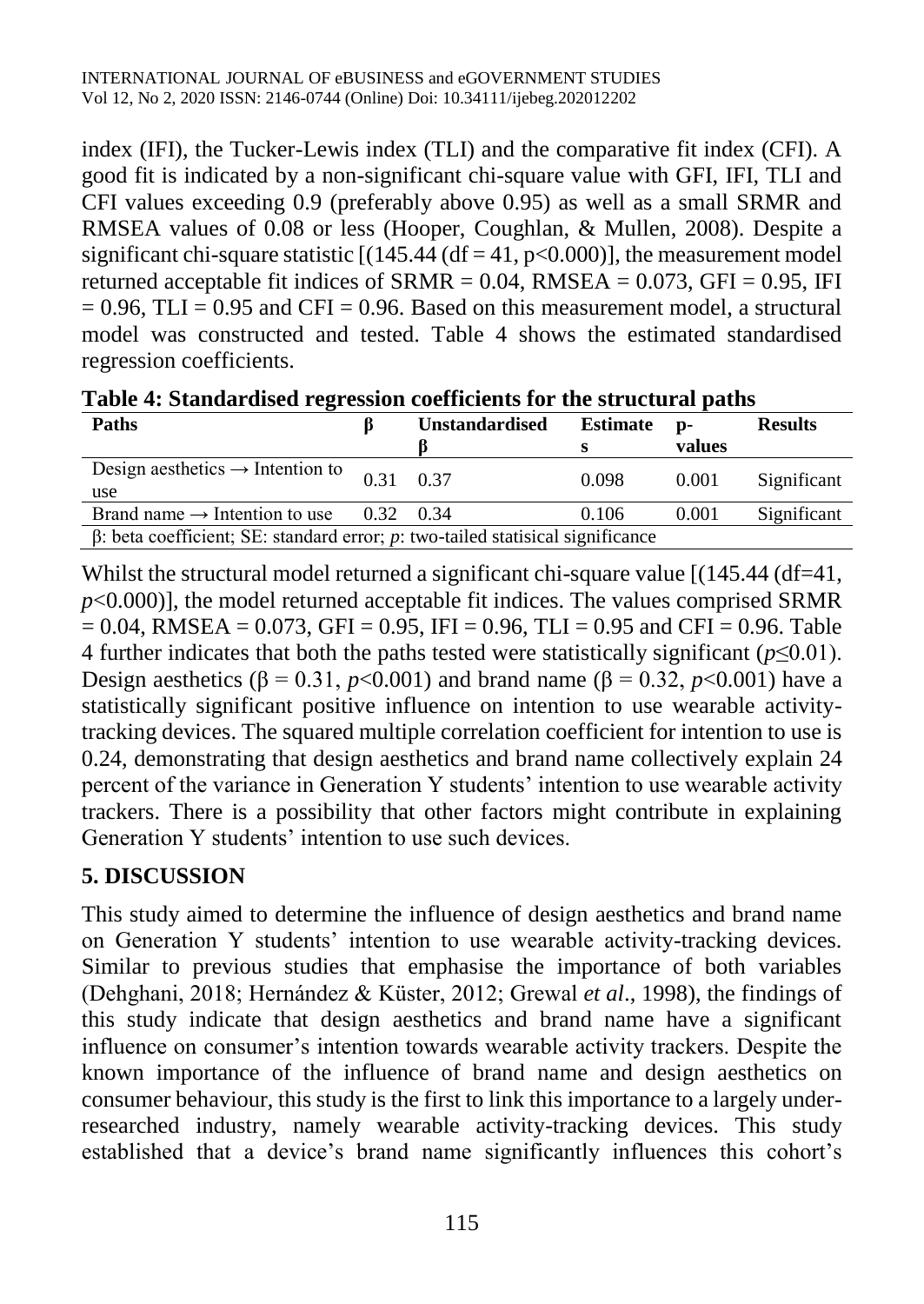index (IFI), the Tucker-Lewis index (TLI) and the comparative fit index (CFI). A good fit is indicated by a non-significant chi-square value with GFI, IFI, TLI and CFI values exceeding 0.9 (preferably above 0.95) as well as a small SRMR and RMSEA values of 0.08 or less (Hooper, Coughlan, & Mullen, 2008). Despite a significant chi-square statistic [(145.44 (df = 41, p<0.000)], the measurement model returned acceptable fit indices of SRMR = 0.04, RMSEA = 0.073, GFI = 0.95, IFI = 0.96, TLI = 0.95 and CFI = 0.96. Based on this measurement model, a structural model was constructed and tested. Table 4 shows the estimated standardised regression coefficients.

**Table 4: Standardised regression coefficients for the structural paths**

| Paths | β | Unstandardised β | Estimates | p-values | Results |
|---|---|---|---|---|---|
| Design aesthetics → Intention to use | 0.31 | 0.37 | 0.098 | 0.001 | Significant |
| Brand name → Intention to use | 0.32 | 0.34 | 0.106 | 0.001 | Significant |

β: beta coefficient; SE: standard error; *p*: two-tailed statisical significance

Whilst the structural model returned a significant chi-square value [(145.44 (df=41, $p$<0.000)], the model returned acceptable fit indices. The values comprised SRMR = 0.04, RMSEA = 0.073, GFI = 0.95, IFI = 0.96, TLI = 0.95 and CFI = 0.96. Table 4 further indicates that both the paths tested were statistically significant ($p \leq 0.01$). Design aesthetics ($\beta = 0.31$, $p<0.001$) and brand name ($\beta = 0.32$, $p<0.001$) have a statistically significant positive influence on intention to use wearable activity-tracking devices. The squared multiple correlation coefficient for intention to use is 0.24, demonstrating that design aesthetics and brand name collectively explain 24 percent of the variance in Generation Y students' intention to use wearable activity trackers. There is a possibility that other factors might contribute in explaining Generation Y students' intention to use such devices.

## 5. DISCUSSION

This study aimed to determine the influence of design aesthetics and brand name on Generation Y students' intention to use wearable activity-tracking devices. Similar to previous studies that emphasise the importance of both variables (Dehghani, 2018; Hernández & Küster, 2012; Grewal *et al*., 1998), the findings of this study indicate that design aesthetics and brand name have a significant influence on consumer's intention towards wearable activity trackers. Despite the known importance of the influence of brand name and design aesthetics on consumer behaviour, this study is the first to link this importance to a largely under-researched industry, namely wearable activity-tracking devices. This study established that a device's brand name significantly influences this cohort's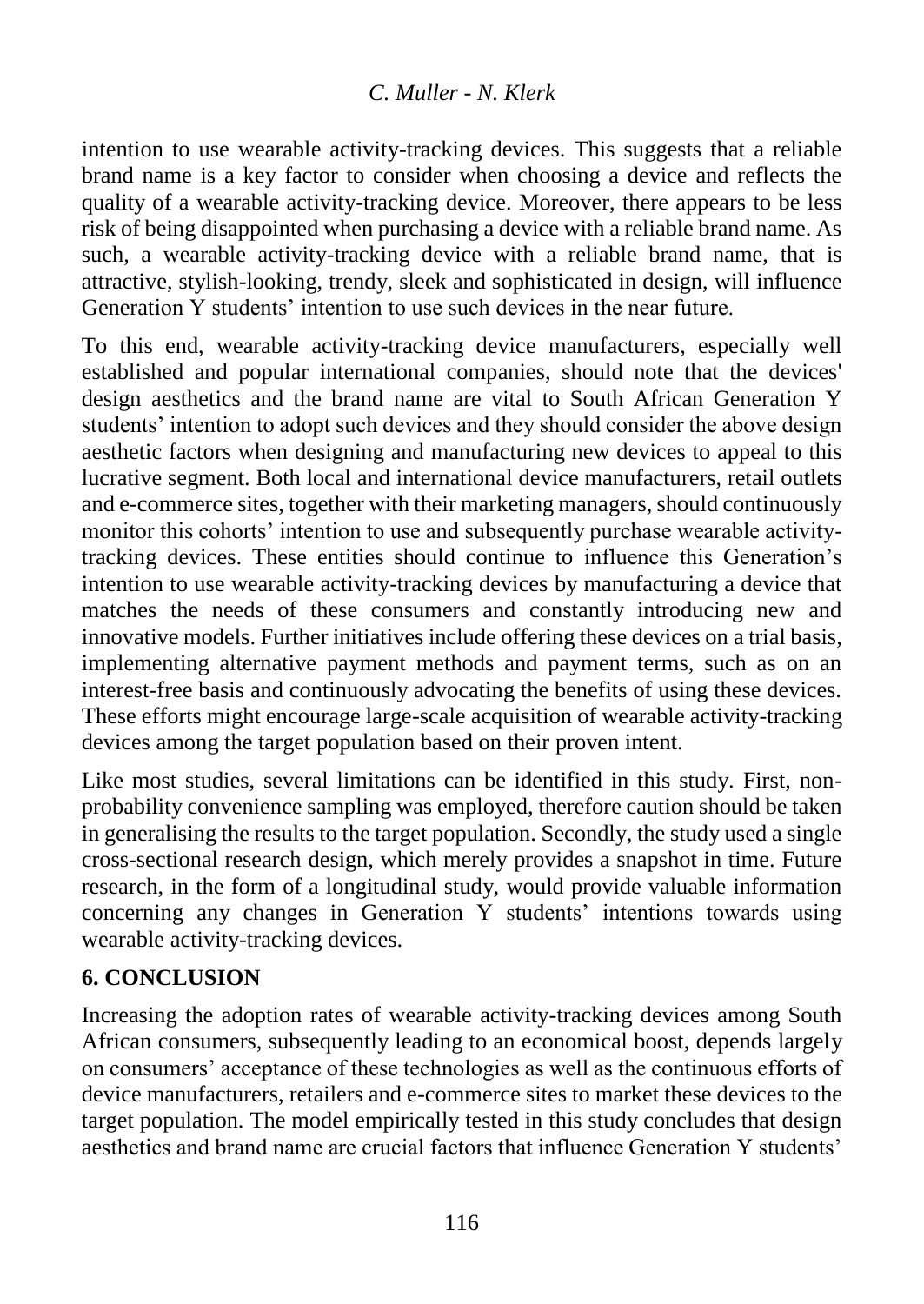intention to use wearable activity-tracking devices. This suggests that a reliable brand name is a key factor to consider when choosing a device and reflects the quality of a wearable activity-tracking device. Moreover, there appears to be less risk of being disappointed when purchasing a device with a reliable brand name. As such, a wearable activity-tracking device with a reliable brand name, that is attractive, stylish-looking, trendy, sleek and sophisticated in design, will influence Generation Y students' intention to use such devices in the near future.

To this end, wearable activity-tracking device manufacturers, especially well established and popular international companies, should note that the devices' design aesthetics and the brand name are vital to South African Generation Y students' intention to adopt such devices and they should consider the above design aesthetic factors when designing and manufacturing new devices to appeal to this lucrative segment. Both local and international device manufacturers, retail outlets and e-commerce sites, together with their marketing managers, should continuously monitor this cohorts' intention to use and subsequently purchase wearable activity-tracking devices. These entities should continue to influence this Generation's intention to use wearable activity-tracking devices by manufacturing a device that matches the needs of these consumers and constantly introducing new and innovative models. Further initiatives include offering these devices on a trial basis, implementing alternative payment methods and payment terms, such as on an interest-free basis and continuously advocating the benefits of using these devices. These efforts might encourage large-scale acquisition of wearable activity-tracking devices among the target population based on their proven intent.

Like most studies, several limitations can be identified in this study. First, non-probability convenience sampling was employed, therefore caution should be taken in generalising the results to the target population. Secondly, the study used a single cross-sectional research design, which merely provides a snapshot in time. Future research, in the form of a longitudinal study, would provide valuable information concerning any changes in Generation Y students' intentions towards using wearable activity-tracking devices.

## 6. CONCLUSION

Increasing the adoption rates of wearable activity-tracking devices among South African consumers, subsequently leading to an economical boost, depends largely on consumers' acceptance of these technologies as well as the continuous efforts of device manufacturers, retailers and e-commerce sites to market these devices to the target population. The model empirically tested in this study concludes that design aesthetics and brand name are crucial factors that influence Generation Y students'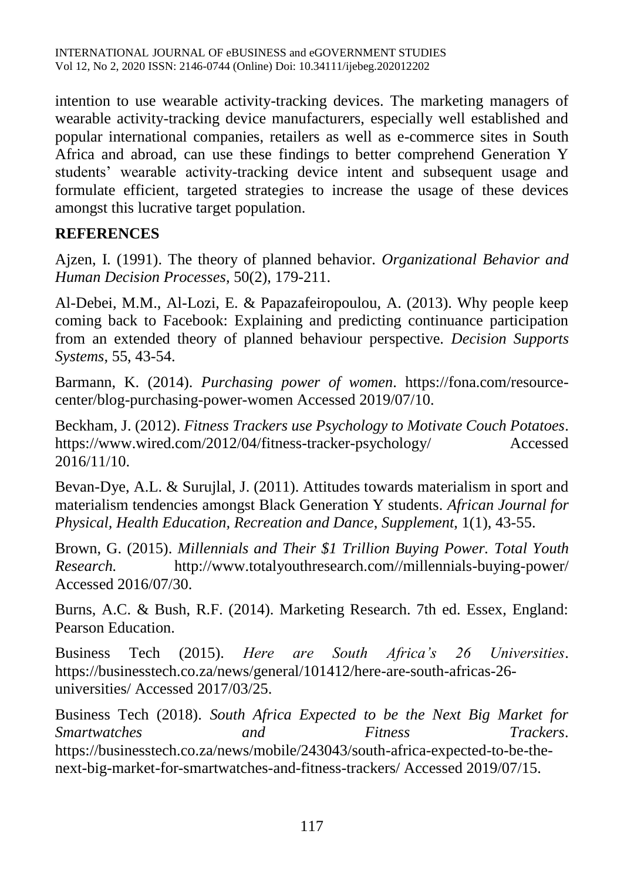intention to use wearable activity-tracking devices. The marketing managers of wearable activity-tracking device manufacturers, especially well established and popular international companies, retailers as well as e-commerce sites in South Africa and abroad, can use these findings to better comprehend Generation Y students' wearable activity-tracking device intent and subsequent usage and formulate efficient, targeted strategies to increase the usage of these devices amongst this lucrative target population.

## REFERENCES

Ajzen, I. (1991). The theory of planned behavior. *Organizational Behavior and Human Decision Processes*, 50(2), 179-211.

Al-Debei, M.M., Al-Lozi, E. & Papazafeiropoulou, A. (2013). Why people keep coming back to Facebook: Explaining and predicting continuance participation from an extended theory of planned behaviour perspective. *Decision Supports Systems*, 55, 43-54.

Barmann, K. (2014). *Purchasing power of women*. https://fona.com/resource-center/blog-purchasing-power-women Accessed 2019/07/10.

Beckham, J. (2012). *Fitness Trackers use Psychology to Motivate Couch Potatoes*. https://www.wired.com/2012/04/fitness-tracker-psychology/ Accessed 2016/11/10.

Bevan-Dye, A.L. & Surujlal, J. (2011). Attitudes towards materialism in sport and materialism tendencies amongst Black Generation Y students. *African Journal for Physical, Health Education, Recreation and Dance, Supplement*, 1(1), 43-55.

Brown, G. (2015). *Millennials and Their $1 Trillion Buying Power. Total Youth Research.* http://www.totalyouthresearch.com//millennials-buying-power/ Accessed 2016/07/30.

Burns, A.C. & Bush, R.F. (2014). Marketing Research. 7th ed. Essex, England: Pearson Education.

Business Tech (2015). *Here are South Africa's 26 Universities*. https://businesstech.co.za/news/general/101412/here-are-south-africas-26-universities/ Accessed 2017/03/25.

Business Tech (2018). *South Africa Expected to be the Next Big Market for Smartwatches and Fitness Trackers*. https://businesstech.co.za/news/mobile/243043/south-africa-expected-to-be-the-next-big-market-for-smartwatches-and-fitness-trackers/ Accessed 2019/07/15.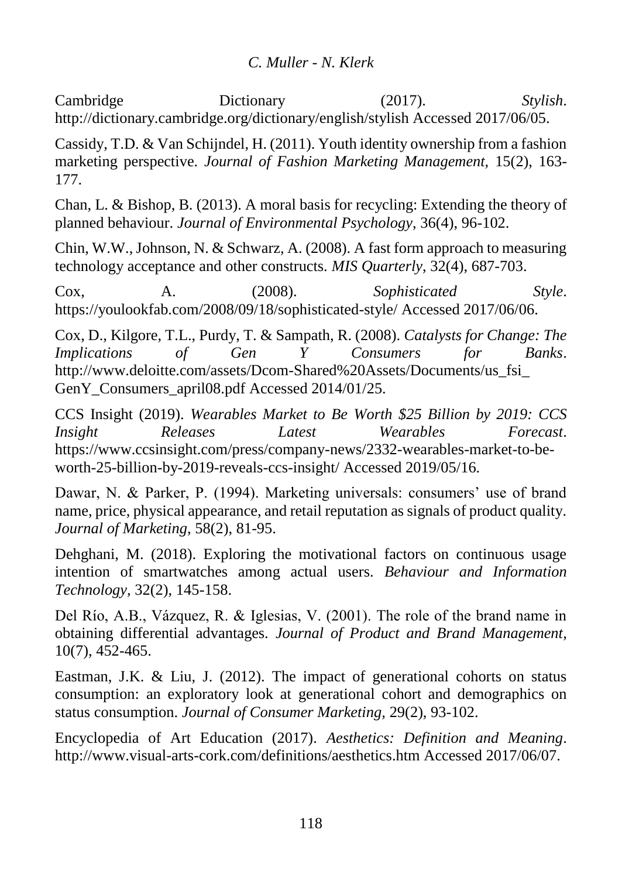Cambridge Dictionary (2017). *Stylish*. http://dictionary.cambridge.org/dictionary/english/stylish Accessed 2017/06/05.

Cassidy, T.D. & Van Schijndel, H. (2011). Youth identity ownership from a fashion marketing perspective. *Journal of Fashion Marketing Management,* 15(2), 163-177.

Chan, L. & Bishop, B. (2013). A moral basis for recycling: Extending the theory of planned behaviour. *Journal of Environmental Psychology*, 36(4), 96-102.

Chin, W.W., Johnson, N. & Schwarz, A. (2008). A fast form approach to measuring technology acceptance and other constructs. *MIS Quarterly*, 32(4), 687-703.

Cox, A. (2008). *Sophisticated Style*. https://youlookfab.com/2008/09/18/sophisticated-style/ Accessed 2017/06/06.

Cox, D., Kilgore, T.L., Purdy, T. & Sampath, R. (2008). *Catalysts for Change: The Implications of Gen Y Consumers for Banks*. http://www.deloitte.com/assets/Dcom-Shared%20Assets/Documents/us_fsi_GenY_Consumers_april08.pdf Accessed 2014/01/25.

CCS Insight (2019). *Wearables Market to Be Worth $25 Billion by 2019: CCS Insight Releases Latest Wearables Forecast*. https://www.ccsinsight.com/press/company-news/2332-wearables-market-to-be-worth-25-billion-by-2019-reveals-ccs-insight/ Accessed 2019/05/16.

Dawar, N. & Parker, P. (1994). Marketing universals: consumers' use of brand name, price, physical appearance, and retail reputation as signals of product quality. *Journal of Marketing*, 58(2), 81-95.

Dehghani, M. (2018). Exploring the motivational factors on continuous usage intention of smartwatches among actual users. *Behaviour and Information Technology*, 32(2), 145-158.

Del Río, A.B., Vázquez, R. & Iglesias, V. (2001). The role of the brand name in obtaining differential advantages. *Journal of Product and Brand Management*, 10(7), 452-465.

Eastman, J.K. & Liu, J. (2012). The impact of generational cohorts on status consumption: an exploratory look at generational cohort and demographics on status consumption. *Journal of Consumer Marketing*, 29(2), 93-102.

Encyclopedia of Art Education (2017). *Aesthetics: Definition and Meaning*. http://www.visual-arts-cork.com/definitions/aesthetics.htm Accessed 2017/06/07.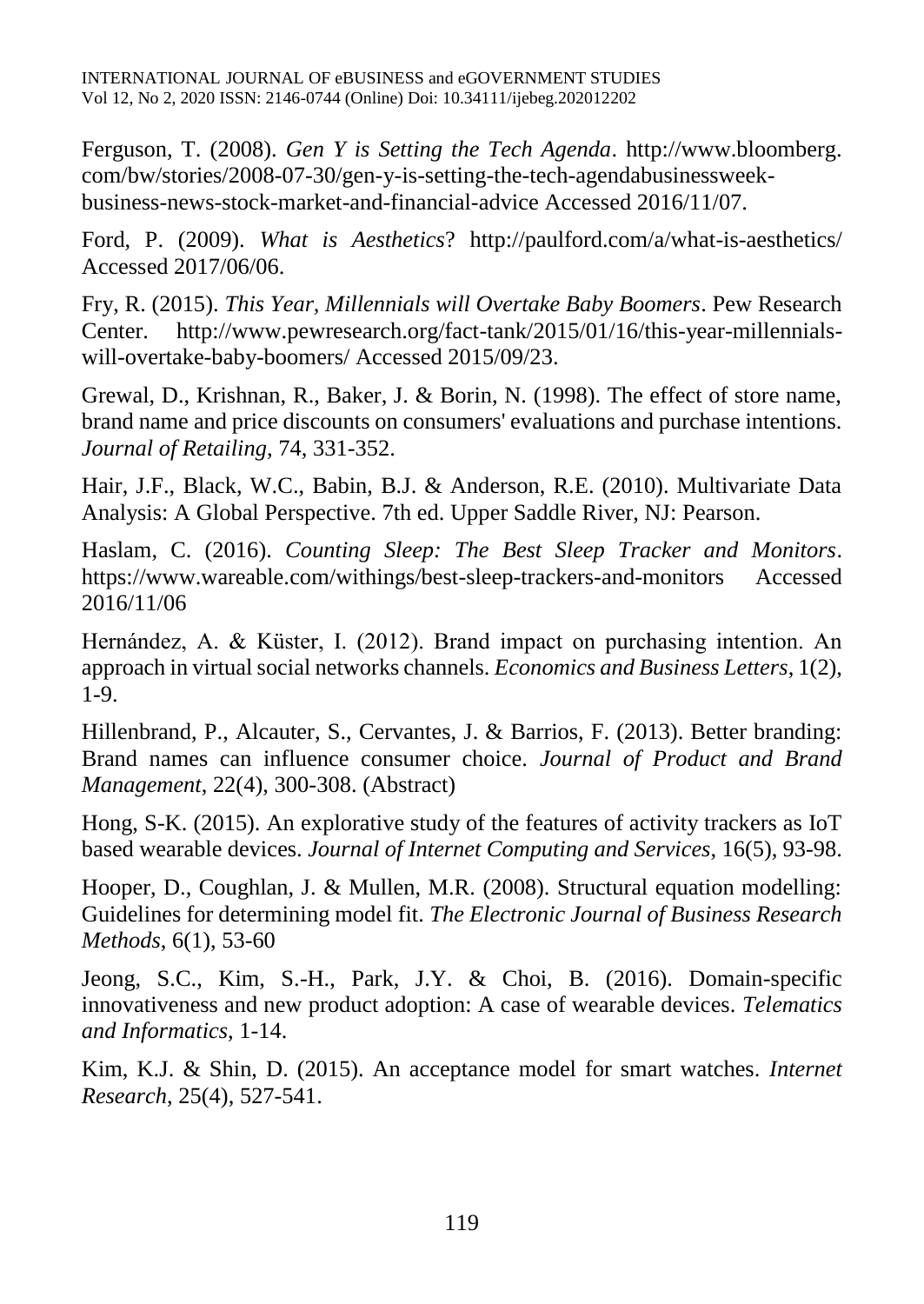Ferguson, T. (2008). *Gen Y is Setting the Tech Agenda*. http://www.bloomberg.com/bw/stories/2008-07-30/gen-y-is-setting-the-tech-agendabusinessweek-business-news-stock-market-and-financial-advice Accessed 2016/11/07.

Ford, P. (2009). *What is Aesthetics*? http://paulford.com/a/what-is-aesthetics/ Accessed 2017/06/06.

Fry, R. (2015). *This Year, Millennials will Overtake Baby Boomers*. Pew Research Center. http://www.pewresearch.org/fact-tank/2015/01/16/this-year-millennials-will-overtake-baby-boomers/ Accessed 2015/09/23.

Grewal, D., Krishnan, R., Baker, J. & Borin, N. (1998). The effect of store name, brand name and price discounts on consumers' evaluations and purchase intentions. *Journal of Retailing*, 74, 331-352.

Hair, J.F., Black, W.C., Babin, B.J. & Anderson, R.E. (2010). Multivariate Data Analysis: A Global Perspective. 7th ed. Upper Saddle River, NJ: Pearson.

Haslam, C. (2016). *Counting Sleep: The Best Sleep Tracker and Monitors*. https://www.wareable.com/withings/best-sleep-trackers-and-monitors Accessed 2016/11/06

Hernández, A. & Küster, I. (2012). Brand impact on purchasing intention. An approach in virtual social networks channels. *Economics and Business Letters*, 1(2), 1-9.

Hillenbrand, P., Alcauter, S., Cervantes, J. & Barrios, F. (2013). Better branding: Brand names can influence consumer choice. *Journal of Product and Brand Management*, 22(4), 300-308. (Abstract)

Hong, S-K. (2015). An explorative study of the features of activity trackers as IoT based wearable devices. *Journal of Internet Computing and Services*, 16(5), 93-98.

Hooper, D., Coughlan, J. & Mullen, M.R. (2008). Structural equation modelling: Guidelines for determining model fit. *The Electronic Journal of Business Research Methods*, 6(1), 53-60

Jeong, S.C., Kim, S.-H., Park, J.Y. & Choi, B. (2016). Domain-specific innovativeness and new product adoption: A case of wearable devices. *Telematics and Informatics*, 1-14.

Kim, K.J. & Shin, D. (2015). An acceptance model for smart watches. *Internet Research*, 25(4), 527-541.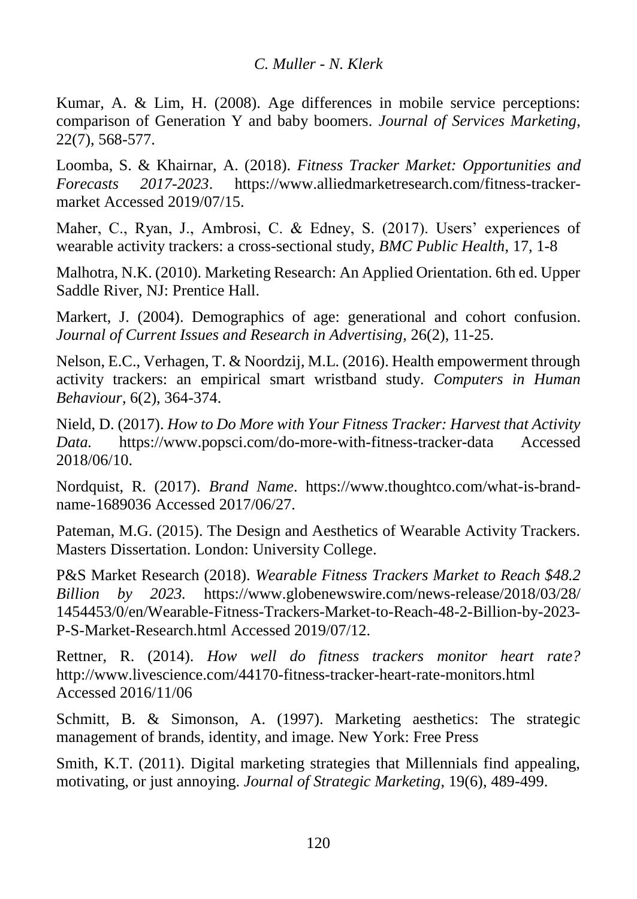Kumar, A. & Lim, H. (2008). Age differences in mobile service perceptions: comparison of Generation Y and baby boomers. *Journal of Services Marketing*, 22(7), 568-577.

Loomba, S. & Khairnar, A. (2018). *Fitness Tracker Market: Opportunities and Forecasts 2017-2023*. https://www.alliedmarketresearch.com/fitness-tracker-market Accessed 2019/07/15.

Maher, C., Ryan, J., Ambrosi, C. & Edney, S. (2017). Users' experiences of wearable activity trackers: a cross-sectional study, *BMC Public Health*, 17, 1-8

Malhotra, N.K. (2010). Marketing Research: An Applied Orientation. 6th ed. Upper Saddle River, NJ: Prentice Hall.

Markert, J. (2004). Demographics of age: generational and cohort confusion. *Journal of Current Issues and Research in Advertising*, 26(2), 11-25.

Nelson, E.C., Verhagen, T. & Noordzij, M.L. (2016). Health empowerment through activity trackers: an empirical smart wristband study. *Computers in Human Behaviour*, 6(2), 364-374.

Nield, D. (2017). *How to Do More with Your Fitness Tracker: Harvest that Activity Data.* https://www.popsci.com/do-more-with-fitness-tracker-data Accessed 2018/06/10.

Nordquist, R. (2017). *Brand Name*. https://www.thoughtco.com/what-is-brand-name-1689036 Accessed 2017/06/27.

Pateman, M.G. (2015). The Design and Aesthetics of Wearable Activity Trackers. Masters Dissertation. London: University College.

P&S Market Research (2018). *Wearable Fitness Trackers Market to Reach $48.2 Billion by 2023.* https://www.globenewswire.com/news-release/2018/03/28/1454453/0/en/Wearable-Fitness-Trackers-Market-to-Reach-48-2-Billion-by-2023-P-S-Market-Research.html Accessed 2019/07/12.

Rettner, R. (2014). *How well do fitness trackers monitor heart rate?* http://www.livescience.com/44170-fitness-tracker-heart-rate-monitors.html Accessed 2016/11/06

Schmitt, B. & Simonson, A. (1997). Marketing aesthetics: The strategic management of brands, identity, and image. New York: Free Press

Smith, K.T. (2011). Digital marketing strategies that Millennials find appealing, motivating, or just annoying. *Journal of Strategic Marketing*, 19(6), 489-499.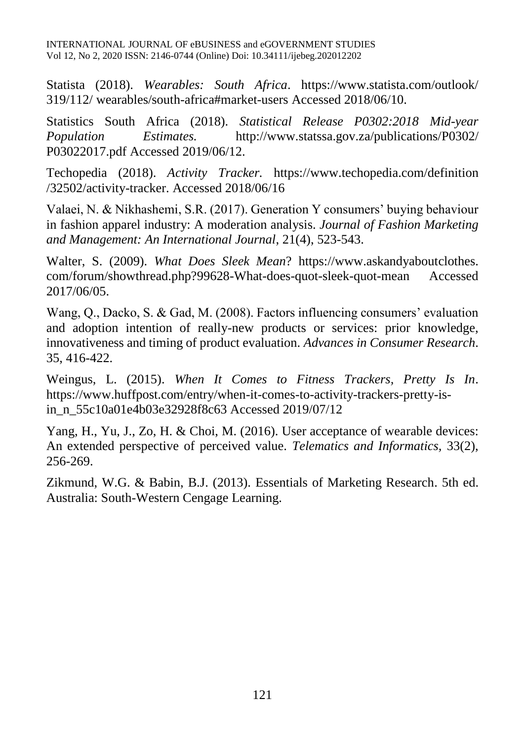Statista (2018). *Wearables: South Africa*. https://www.statista.com/outlook/ 319/112/ wearables/south-africa#market-users Accessed 2018/06/10.

Statistics South Africa (2018). *Statistical Release P0302:2018 Mid-year Population Estimates.* http://www.statssa.gov.za/publications/P0302/ P03022017.pdf Accessed 2019/06/12.

Techopedia (2018). *Activity Tracker.* https://www.techopedia.com/definition /32502/activity-tracker. Accessed 2018/06/16

Valaei, N. & Nikhashemi, S.R. (2017). Generation Y consumers' buying behaviour in fashion apparel industry: A moderation analysis. *Journal of Fashion Marketing and Management: An International Journal*, 21(4), 523-543.

Walter, S. (2009). *What Does Sleek Mean*? https://www.askandyaboutclothes. com/forum/showthread.php?99628-What-does-quot-sleek-quot-mean Accessed 2017/06/05.

Wang, Q., Dacko, S. & Gad, M. (2008). Factors influencing consumers' evaluation and adoption intention of really-new products or services: prior knowledge, innovativeness and timing of product evaluation. *Advances in Consumer Research*. 35, 416-422.

Weingus, L. (2015). *When It Comes to Fitness Trackers, Pretty Is In*. https://www.huffpost.com/entry/when-it-comes-to-activity-trackers-pretty-is-in_n_55c10a01e4b03e32928f8c63 Accessed 2019/07/12

Yang, H., Yu, J., Zo, H. & Choi, M. (2016). User acceptance of wearable devices: An extended perspective of perceived value. *Telematics and Informatics,* 33(2), 256-269.

Zikmund, W.G. & Babin, B.J. (2013). Essentials of Marketing Research. 5th ed. Australia: South-Western Cengage Learning.